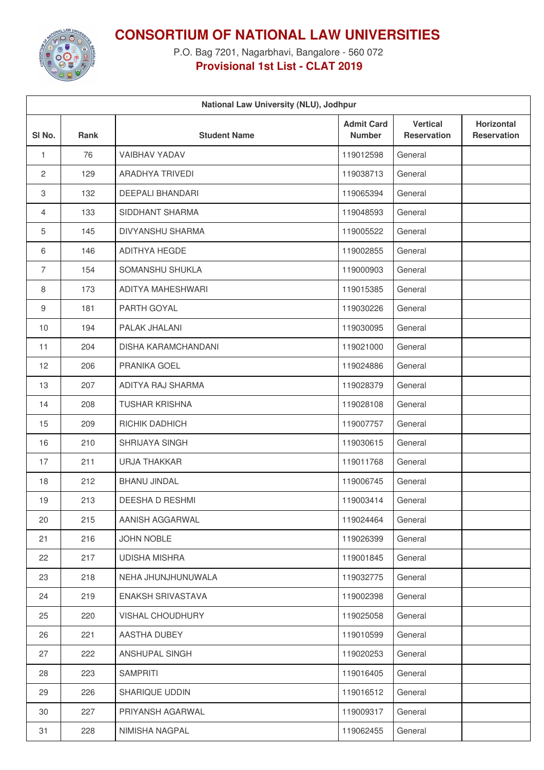# CONSORTIUM OF NATIONAL LAW UNIVERSITIES

P.O. Bag 7201, Nagarbhavi, Bangalore - 560 072

**Provisional 1st List - CLAT 2019**

| National Law University (NLU), Jodhpur | | | | | |
|---|---|---|---|---|---|
| **Sl No.** | **Rank** | **Student Name** | **Admit Card Number** | **Vertical Reservation** | **Horizontal Reservation** |
| 1 | 76 | VAIBHAV YADAV | 119012598 | General | |
| 2 | 129 | ARADHYA TRIVEDI | 119038713 | General | |
| 3 | 132 | DEEPALI BHANDARI | 119065394 | General | |
| 4 | 133 | SIDDHANT SHARMA | 119048593 | General | |
| 5 | 145 | DIVYANSHU SHARMA | 119005522 | General | |
| 6 | 146 | ADITHYA HEGDE | 119002855 | General | |
| 7 | 154 | SOMANSHU SHUKLA | 119000903 | General | |
| 8 | 173 | ADITYA MAHESHWARI | 119015385 | General | |
| 9 | 181 | PARTH GOYAL | 119030226 | General | |
| 10 | 194 | PALAK JHALANI | 119030095 | General | |
| 11 | 204 | DISHA KARAMCHANDANI | 119021000 | General | |
| 12 | 206 | PRANIKA GOEL | 119024886 | General | |
| 13 | 207 | ADITYA RAJ SHARMA | 119028379 | General | |
| 14 | 208 | TUSHAR KRISHNA | 119028108 | General | |
| 15 | 209 | RICHIK DADHICH | 119007757 | General | |
| 16 | 210 | SHRIJAYA SINGH | 119030615 | General | |
| 17 | 211 | URJA THAKKAR | 119011768 | General | |
| 18 | 212 | BHANU JINDAL | 119006745 | General | |
| 19 | 213 | DEESHA D RESHMI | 119003414 | General | |
| 20 | 215 | AANISH AGGARWAL | 119024464 | General | |
| 21 | 216 | JOHN NOBLE | 119026399 | General | |
| 22 | 217 | UDISHA MISHRA | 119001845 | General | |
| 23 | 218 | NEHA JHUNJHUNUWALA | 119032775 | General | |
| 24 | 219 | ENAKSH SRIVASTAVA | 119002398 | General | |
| 25 | 220 | VISHAL CHOUDHURY | 119025058 | General | |
| 26 | 221 | AASTHA DUBEY | 119010599 | General | |
| 27 | 222 | ANSHUPAL SINGH | 119020253 | General | |
| 28 | 223 | SAMPRITI | 119016405 | General | |
| 29 | 226 | SHARIQUE UDDIN | 119016512 | General | |
| 30 | 227 | PRIYANSH AGARWAL | 119009317 | General | |
| 31 | 228 | NIMISHA NAGPAL | 119062455 | General | |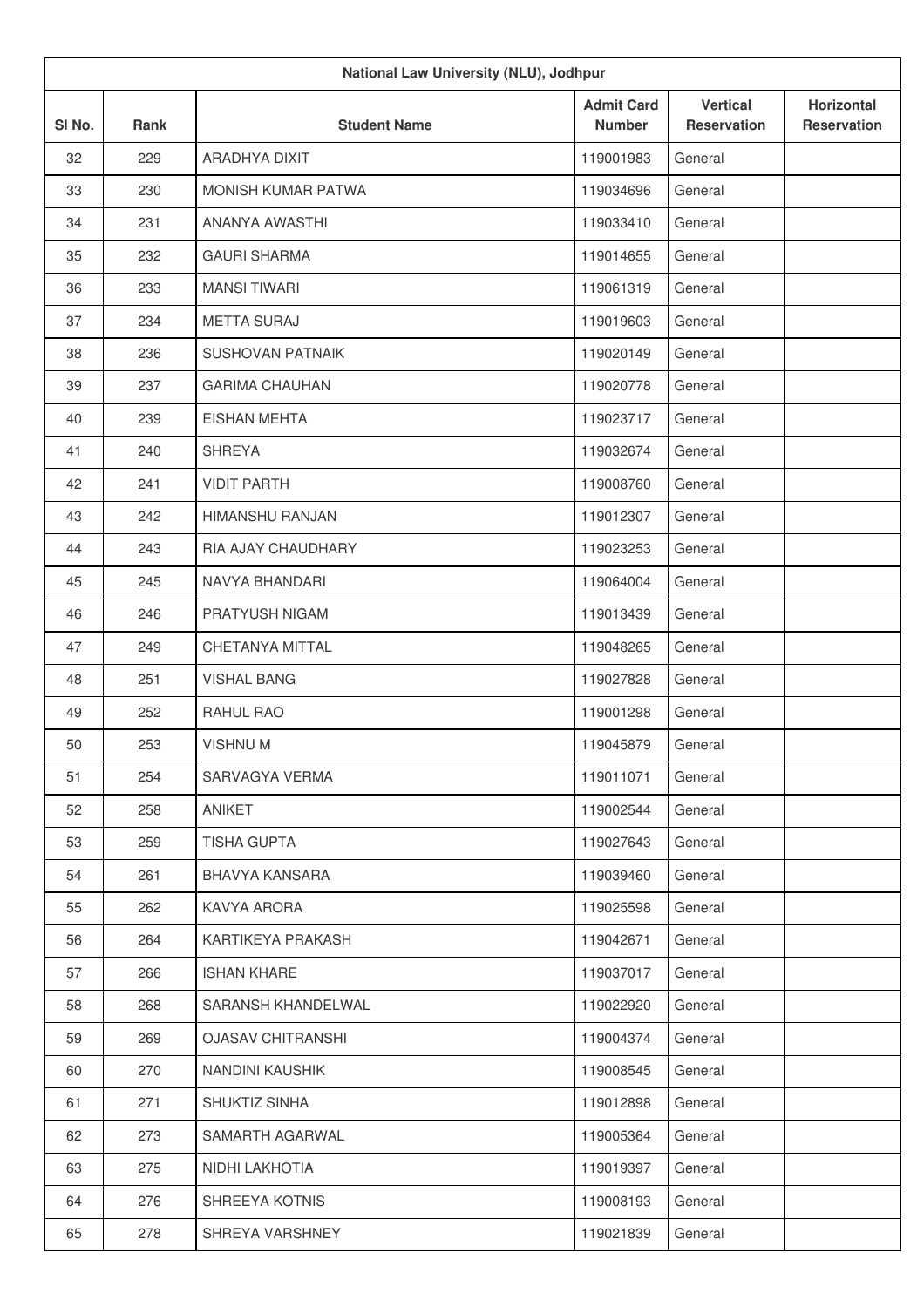| National Law University (NLU), Jodhpur | | | | | |
|---|---|---|---|---|---|
| Sl No. | Rank | Student Name | Admit Card Number | Vertical Reservation | Horizontal Reservation |
| 32 | 229 | ARADHYA DIXIT | 119001983 | General | |
| 33 | 230 | MONISH KUMAR PATWA | 119034696 | General | |
| 34 | 231 | ANANYA AWASTHI | 119033410 | General | |
| 35 | 232 | GAURI SHARMA | 119014655 | General | |
| 36 | 233 | MANSI TIWARI | 119061319 | General | |
| 37 | 234 | METTA SURAJ | 119019603 | General | |
| 38 | 236 | SUSHOVAN PATNAIK | 119020149 | General | |
| 39 | 237 | GARIMA CHAUHAN | 119020778 | General | |
| 40 | 239 | EISHAN MEHTA | 119023717 | General | |
| 41 | 240 | SHREYA | 119032674 | General | |
| 42 | 241 | VIDIT PARTH | 119008760 | General | |
| 43 | 242 | HIMANSHU RANJAN | 119012307 | General | |
| 44 | 243 | RIA AJAY CHAUDHARY | 119023253 | General | |
| 45 | 245 | NAVYA BHANDARI | 119064004 | General | |
| 46 | 246 | PRATYUSH NIGAM | 119013439 | General | |
| 47 | 249 | CHETANYA MITTAL | 119048265 | General | |
| 48 | 251 | VISHAL BANG | 119027828 | General | |
| 49 | 252 | RAHUL RAO | 119001298 | General | |
| 50 | 253 | VISHNU M | 119045879 | General | |
| 51 | 254 | SARVAGYA VERMA | 119011071 | General | |
| 52 | 258 | ANIKET | 119002544 | General | |
| 53 | 259 | TISHA GUPTA | 119027643 | General | |
| 54 | 261 | BHAVYA KANSARA | 119039460 | General | |
| 55 | 262 | KAVYA ARORA | 119025598 | General | |
| 56 | 264 | KARTIKEYA PRAKASH | 119042671 | General | |
| 57 | 266 | ISHAN KHARE | 119037017 | General | |
| 58 | 268 | SARANSH KHANDELWAL | 119022920 | General | |
| 59 | 269 | OJASAV CHITRANSHI | 119004374 | General | |
| 60 | 270 | NANDINI KAUSHIK | 119008545 | General | |
| 61 | 271 | SHUKTIZ SINHA | 119012898 | General | |
| 62 | 273 | SAMARTH AGARWAL | 119005364 | General | |
| 63 | 275 | NIDHI LAKHOTIA | 119019397 | General | |
| 64 | 276 | SHREEYA KOTNIS | 119008193 | General | |
| 65 | 278 | SHREYA VARSHNEY | 119021839 | General | |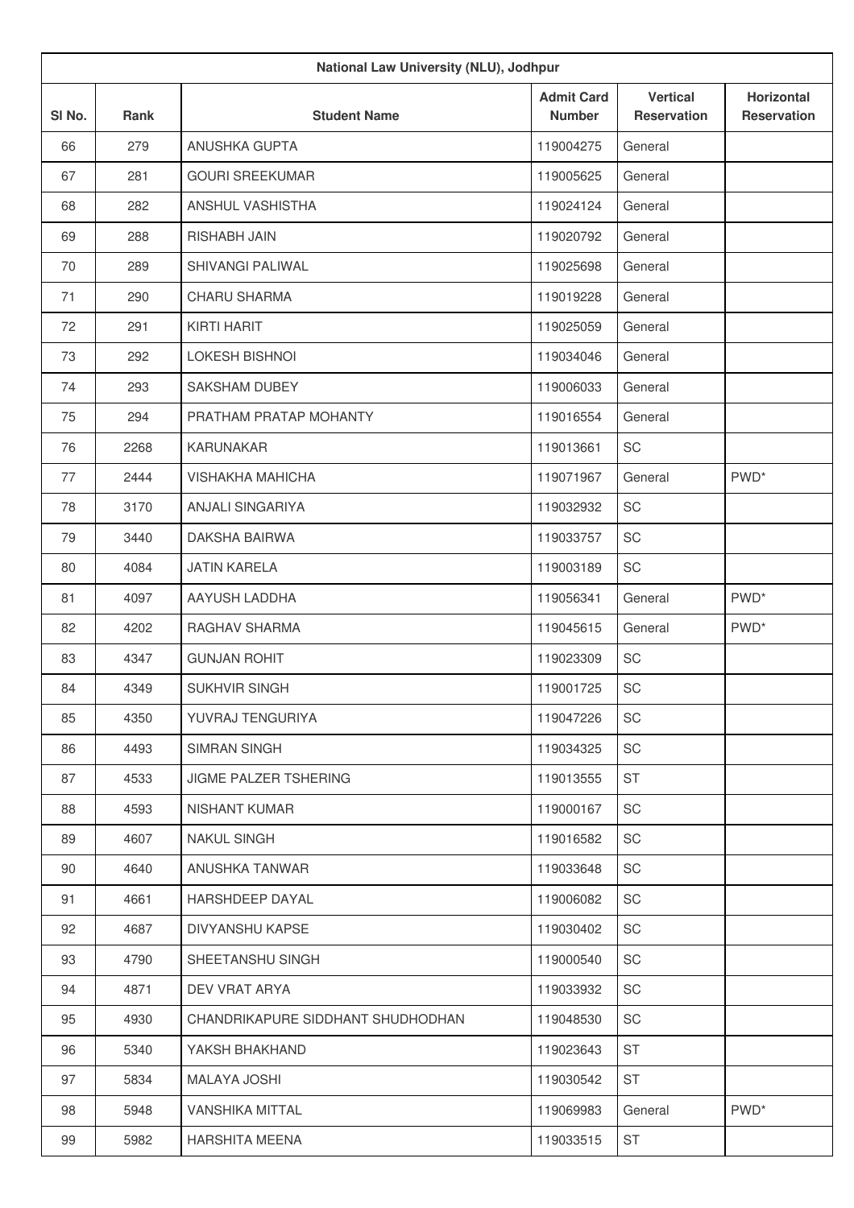| National Law University (NLU), Jodhpur | | | | | |
|---|---|---|---|---|---|
| Sl No. | Rank | Student Name | Admit Card Number | Vertical Reservation | Horizontal Reservation |
| 66 | 279 | ANUSHKA GUPTA | 119004275 | General | |
| 67 | 281 | GOURI SREEKUMAR | 119005625 | General | |
| 68 | 282 | ANSHUL VASHISTHA | 119024124 | General | |
| 69 | 288 | RISHABH JAIN | 119020792 | General | |
| 70 | 289 | SHIVANGI PALIWAL | 119025698 | General | |
| 71 | 290 | CHARU SHARMA | 119019228 | General | |
| 72 | 291 | KIRTI HARIT | 119025059 | General | |
| 73 | 292 | LOKESH BISHNOI | 119034046 | General | |
| 74 | 293 | SAKSHAM DUBEY | 119006033 | General | |
| 75 | 294 | PRATHAM PRATAP MOHANTY | 119016554 | General | |
| 76 | 2268 | KARUNAKAR | 119013661 | SC | |
| 77 | 2444 | VISHAKHA MAHICHA | 119071967 | General | PWD* |
| 78 | 3170 | ANJALI SINGARIYA | 119032932 | SC | |
| 79 | 3440 | DAKSHA BAIRWA | 119033757 | SC | |
| 80 | 4084 | JATIN KARELA | 119003189 | SC | |
| 81 | 4097 | AAYUSH LADDHA | 119056341 | General | PWD* |
| 82 | 4202 | RAGHAV SHARMA | 119045615 | General | PWD* |
| 83 | 4347 | GUNJAN ROHIT | 119023309 | SC | |
| 84 | 4349 | SUKHVIR SINGH | 119001725 | SC | |
| 85 | 4350 | YUVRAJ TENGURIYA | 119047226 | SC | |
| 86 | 4493 | SIMRAN SINGH | 119034325 | SC | |
| 87 | 4533 | JIGME PALZER TSHERING | 119013555 | ST | |
| 88 | 4593 | NISHANT KUMAR | 119000167 | SC | |
| 89 | 4607 | NAKUL SINGH | 119016582 | SC | |
| 90 | 4640 | ANUSHKA TANWAR | 119033648 | SC | |
| 91 | 4661 | HARSHDEEP DAYAL | 119006082 | SC | |
| 92 | 4687 | DIVYANSHU KAPSE | 119030402 | SC | |
| 93 | 4790 | SHEETANSHU SINGH | 119000540 | SC | |
| 94 | 4871 | DEV VRAT ARYA | 119033932 | SC | |
| 95 | 4930 | CHANDRIKAPURE SIDDHANT SHUDHODHAN | 119048530 | SC | |
| 96 | 5340 | YAKSH BHAKHAND | 119023643 | ST | |
| 97 | 5834 | MALAYA JOSHI | 119030542 | ST | |
| 98 | 5948 | VANSHIKA MITTAL | 119069983 | General | PWD* |
| 99 | 5982 | HARSHITA MEENA | 119033515 | ST | |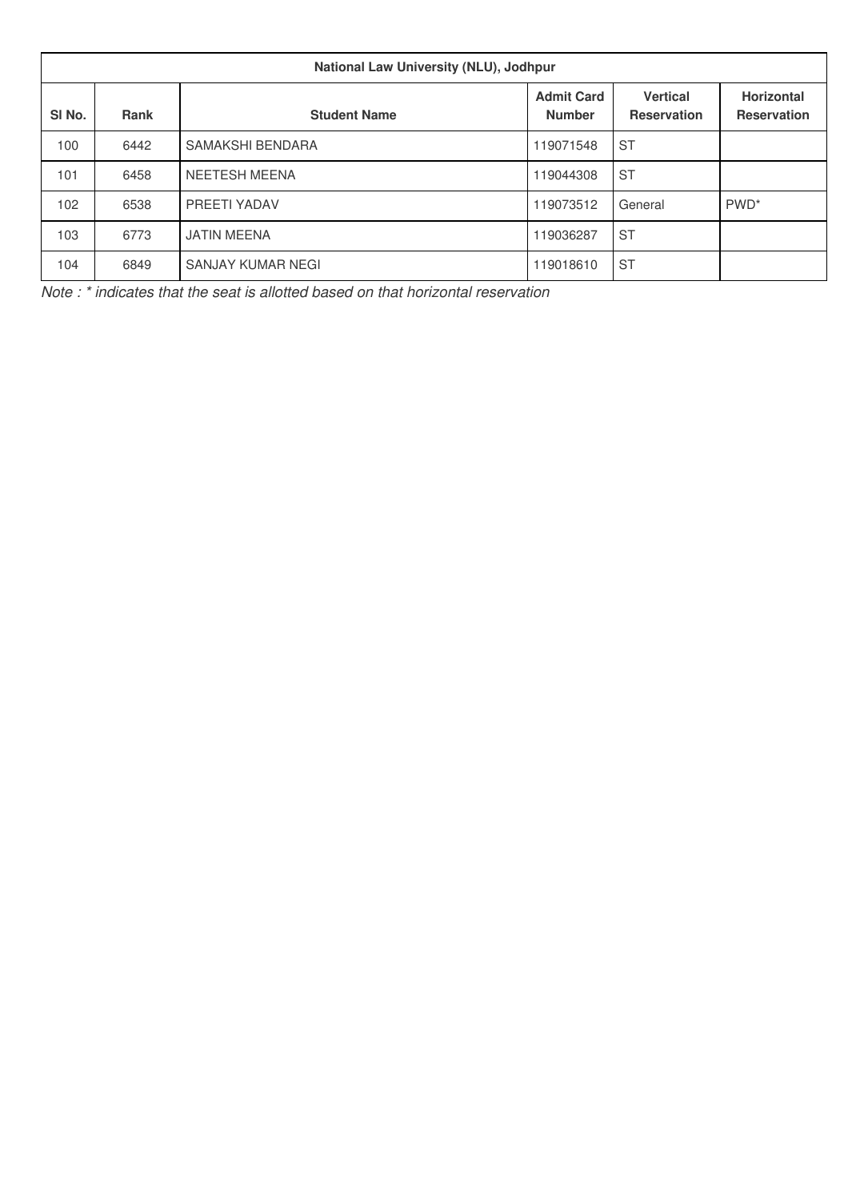| National Law University (NLU), Jodhpur | | | | | |
|---|---|---|---|---|---|
| Sl No. | Rank | Student Name | Admit Card Number | Vertical Reservation | Horizontal Reservation |
| 100 | 6442 | SAMAKSHI BENDARA | 119071548 | ST | |
| 101 | 6458 | NEETESH MEENA | 119044308 | ST | |
| 102 | 6538 | PREETI YADAV | 119073512 | General | PWD* |
| 103 | 6773 | JATIN MEENA | 119036287 | ST | |
| 104 | 6849 | SANJAY KUMAR NEGI | 119018610 | ST | |

*Note : * indicates that the seat is allotted based on that horizontal reservation*